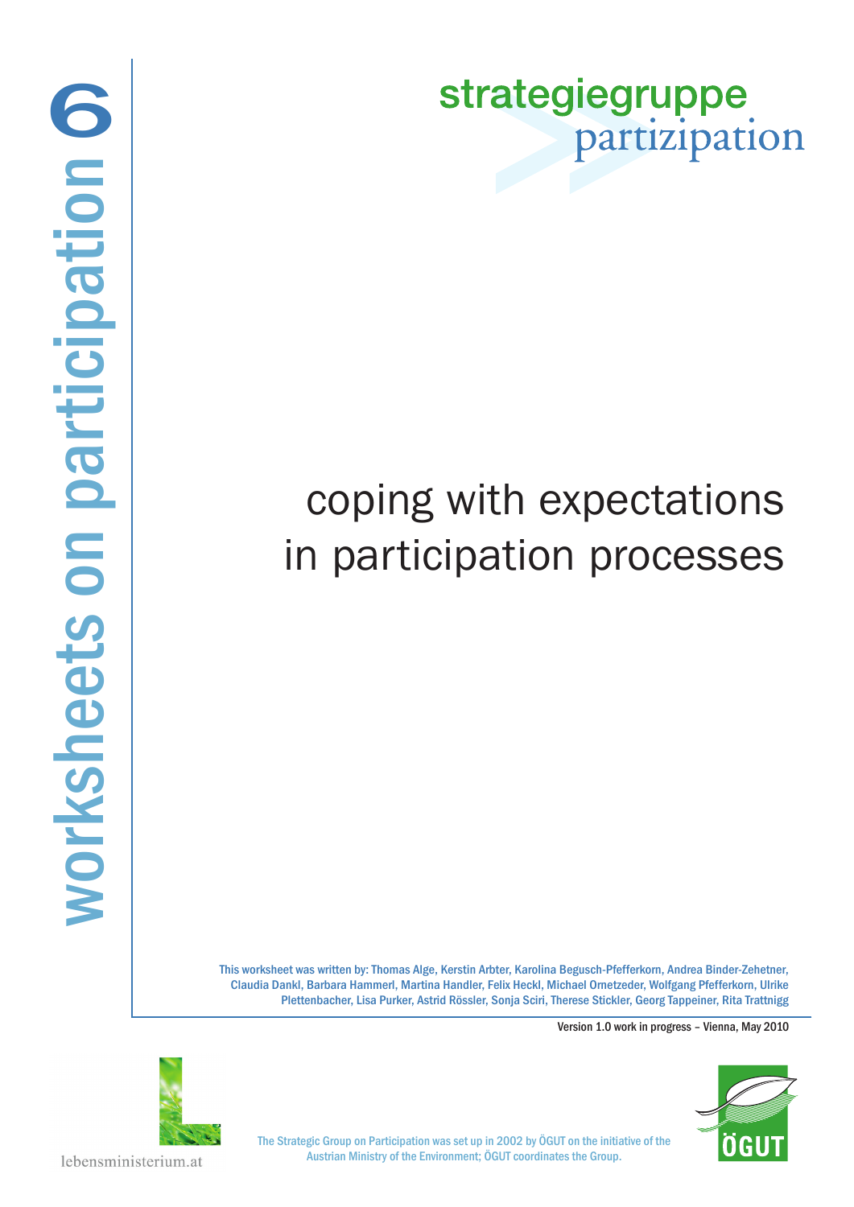# worksheets on participation 6

strategiegruppe partizipation

# coping with expectations in participation processes

This worksheet was written by: Thomas Alge, Kerstin Arbter, Karolina Begusch-Pfefferkorn, Andrea Binder-Zehetner, Claudia Dankl, Barbara Hammerl, Martina Handler, Felix Heckl, Michael Ornetzeder, Wolfgang Pfefferkorn, Ulrike Plettenbacher, Lisa Purker, Astrid Rössler, Sonja Sciri, Therese Stickler, Georg Tappeiner, Rita Trattnigg

Version 1.0 work in progress – Vienna, May 2010

lebensministerium.at

The Strategic Group on Participation was set up in 2002 by ÖGUT on the initiative of the Austrian Ministry of the Environment; ÖGUT coordinates the Group.

ÖGUT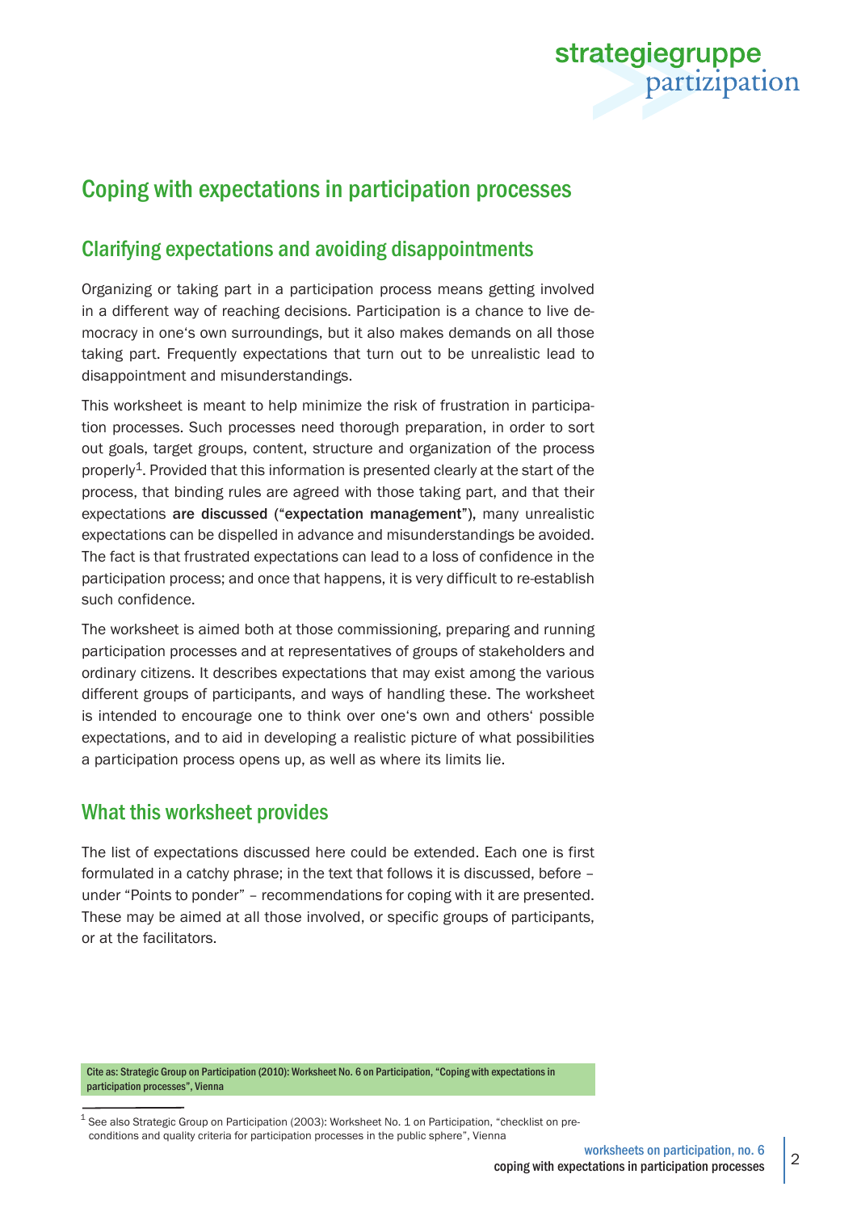# Coping with expectations in participation processes

## Clarifying expectations and avoiding disappointments

Organizing or taking part in a participation process means getting involved in a different way of reaching decisions. Participation is a chance to live democracy in one's own surroundings, but it also makes demands on all those taking part. Frequently expectations that turn out to be unrealistic lead to disappointment and misunderstandings.

This worksheet is meant to help minimize the risk of frustration in participation processes. Such processes need thorough preparation, in order to sort out goals, target groups, content, structure and organization of the process properly[1]. Provided that this information is presented clearly at the start of the process, that binding rules are agreed with those taking part, and that their expectations **are discussed** (“**expectation management**”), many unrealistic expectations can be dispelled in advance and misunderstandings be avoided. The fact is that frustrated expectations can lead to a loss of confidence in the participation process; and once that happens, it is very difficult to re-establish such confidence.

The worksheet is aimed both at those commissioning, preparing and running participation processes and at representatives of groups of stakeholders and ordinary citizens. It describes expectations that may exist among the various different groups of participants, and ways of handling these. The worksheet is intended to encourage one to think over one's own and others' possible expectations, and to aid in developing a realistic picture of what possibilities a participation process opens up, as well as where its limits lie.

## What this worksheet provides

The list of expectations discussed here could be extended. Each one is first formulated in a catchy phrase; in the text that follows it is discussed, before – under “Points to ponder” – recommendations for coping with it are presented. These may be aimed at all those involved, or specific groups of participants, or at the facilitators.

Cite as: Strategic Group on Participation (2010): Worksheet No. 6 on Participation, “Coping with expectations in participation processes”, Vienna

[1] See also Strategic Group on Participation (2003): Worksheet No. 1 on Participation, “checklist on preconditions and quality criteria for participation processes in the public sphere”, Vienna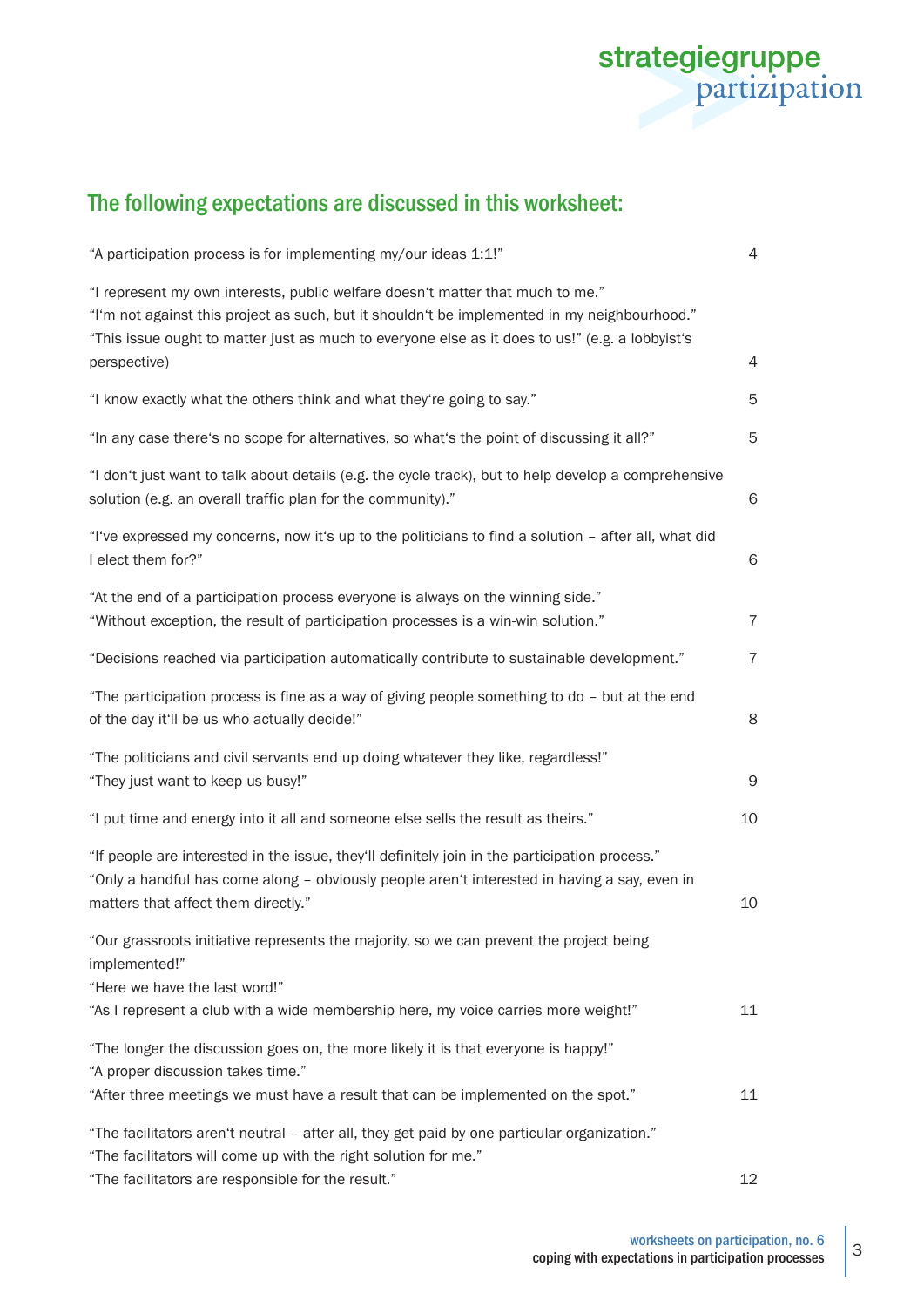## The following expectations are discussed in this worksheet:

| | |
|---|---|
| "A participation process is for implementing my/our ideas 1:1!" | 4 |
| "I represent my own interests, public welfare doesn't matter that much to me."<br>"I'm not against this project as such, but it shouldn't be implemented in my neighbourhood."<br>"This issue ought to matter just as much to everyone else as it does to us!" (e.g. a lobbyist's perspective) | 4 |
| "I know exactly what the others think and what they're going to say." | 5 |
| "In any case there's no scope for alternatives, so what's the point of discussing it all?" | 5 |
| "I don't just want to talk about details (e.g. the cycle track), but to help develop a comprehensive solution (e.g. an overall traffic plan for the community)." | 6 |
| "I've expressed my concerns, now it's up to the politicians to find a solution – after all, what did I elect them for?" | 6 |
| "At the end of a participation process everyone is always on the winning side."<br>"Without exception, the result of participation processes is a win-win solution." | 7 |
| "Decisions reached via participation automatically contribute to sustainable development." | 7 |
| "The participation process is fine as a way of giving people something to do – but at the end of the day it'll be us who actually decide!" | 8 |
| "The politicians and civil servants end up doing whatever they like, regardless!"<br>"They just want to keep us busy!" | 9 |
| "I put time and energy into it all and someone else sells the result as theirs." | 10 |
| "If people are interested in the issue, they'll definitely join in the participation process."<br>"Only a handful has come along – obviously people aren't interested in having a say, even in matters that affect them directly." | 10 |
| "Our grassroots initiative represents the majority, so we can prevent the project being implemented!"<br>"Here we have the last word!"<br>"As I represent a club with a wide membership here, my voice carries more weight!" | 11 |
| "The longer the discussion goes on, the more likely it is that everyone is happy!"<br>"A proper discussion takes time."<br>"After three meetings we must have a result that can be implemented on the spot." | 11 |
| "The facilitators aren't neutral – after all, they get paid by one particular organization."<br>"The facilitators will come up with the right solution for me."<br>"The facilitators are responsible for the result." | 12 |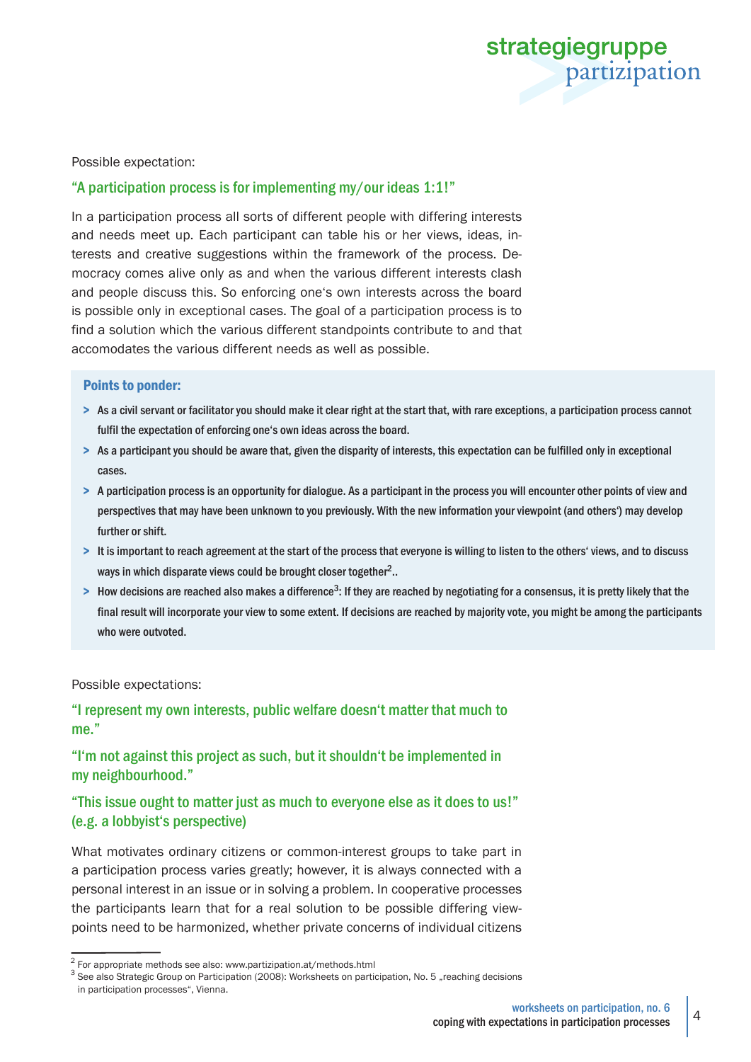Possible expectation:

### "A participation process is for implementing my/our ideas 1:1!"

In a participation process all sorts of different people with differing interests and needs meet up. Each participant can table his or her views, ideas, interests and creative suggestions within the framework of the process. Democracy comes alive only as and when the various different interests clash and people discuss this. So enforcing one's own interests across the board is possible only in exceptional cases. The goal of a participation process is to find a solution which the various different standpoints contribute to and that accomodates the various different needs as well as possible.

**Points to ponder:**

- As a civil servant or facilitator you should make it clear right at the start that, with rare exceptions, a participation process cannot fulfil the expectation of enforcing one's own ideas across the board.
- As a participant you should be aware that, given the disparity of interests, this expectation can be fulfilled only in exceptional cases.
- A participation process is an opportunity for dialogue. As a participant in the process you will encounter other points of view and perspectives that may have been unknown to you previously. With the new information your viewpoint (and others') may develop further or shift.
- It is important to reach agreement at the start of the process that everyone is willing to listen to the others' views, and to discuss ways in which disparate views could be brought closer together[2]..
- How decisions are reached also makes a difference[3]: If they are reached by negotiating for a consensus, it is pretty likely that the final result will incorporate your view to some extent. If decisions are reached by majority vote, you might be among the participants who were outvoted.

Possible expectations:

### "I represent my own interests, public welfare doesn't matter that much to me."

### "I'm not against this project as such, but it shouldn't be implemented in my neighbourhood."

### "This issue ought to matter just as much to everyone else as it does to us!" (e.g. a lobbyist's perspective)

What motivates ordinary citizens or common-interest groups to take part in a participation process varies greatly; however, it is always connected with a personal interest in an issue or in solving a problem. In cooperative processes the participants learn that for a real solution to be possible differing viewpoints need to be harmonized, whether private concerns of individual citizens

---

[2] For appropriate methods see also: www.partizipation.at/methods.html

[3] See also Strategic Group on Participation (2008): Worksheets on participation, No. 5 „reaching decisions in participation processes", Vienna.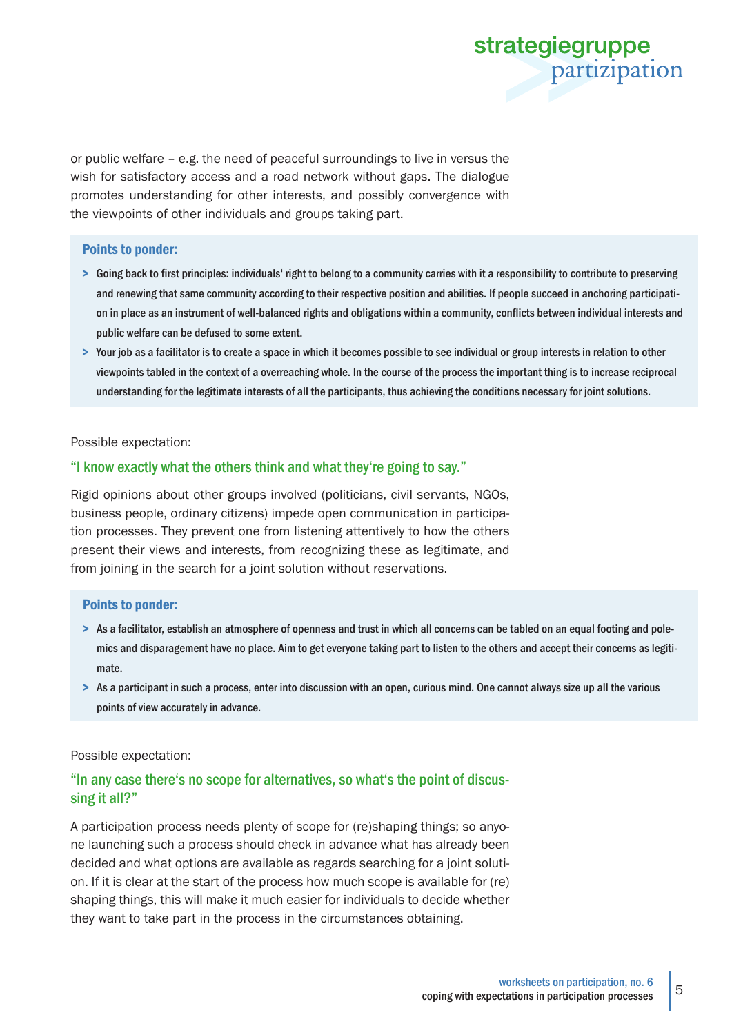or public welfare – e.g. the need of peaceful surroundings to live in versus the wish for satisfactory access and a road network without gaps. The dialogue promotes understanding for other interests, and possibly convergence with the viewpoints of other individuals and groups taking part.

**Points to ponder:**

> Going back to first principles: individuals' right to belong to a community carries with it a responsibility to contribute to preserving and renewing that same community according to their respective position and abilities. If people succeed in anchoring participation in place as an instrument of well-balanced rights and obligations within a community, conflicts between individual interests and public welfare can be defused to some extent.

> Your job as a facilitator is to create a space in which it becomes possible to see individual or group interests in relation to other viewpoints tabled in the context of a overreaching whole. In the course of the process the important thing is to increase reciprocal understanding for the legitimate interests of all the participants, thus achieving the conditions necessary for joint solutions.

Possible expectation:

### "I know exactly what the others think and what they're going to say."

Rigid opinions about other groups involved (politicians, civil servants, NGOs, business people, ordinary citizens) impede open communication in participation processes. They prevent one from listening attentively to how the others present their views and interests, from recognizing these as legitimate, and from joining in the search for a joint solution without reservations.

**Points to ponder:**

> As a facilitator, establish an atmosphere of openness and trust in which all concerns can be tabled on an equal footing and polemics and disparagement have no place. Aim to get everyone taking part to listen to the others and accept their concerns as legitimate.

> As a participant in such a process, enter into discussion with an open, curious mind. One cannot always size up all the various points of view accurately in advance.

Possible expectation:

### "In any case there's no scope for alternatives, so what's the point of discussing it all?"

A participation process needs plenty of scope for (re)shaping things; so anyone launching such a process should check in advance what has already been decided and what options are available as regards searching for a joint solution. If it is clear at the start of the process how much scope is available for (re) shaping things, this will make it much easier for individuals to decide whether they want to take part in the process in the circumstances obtaining.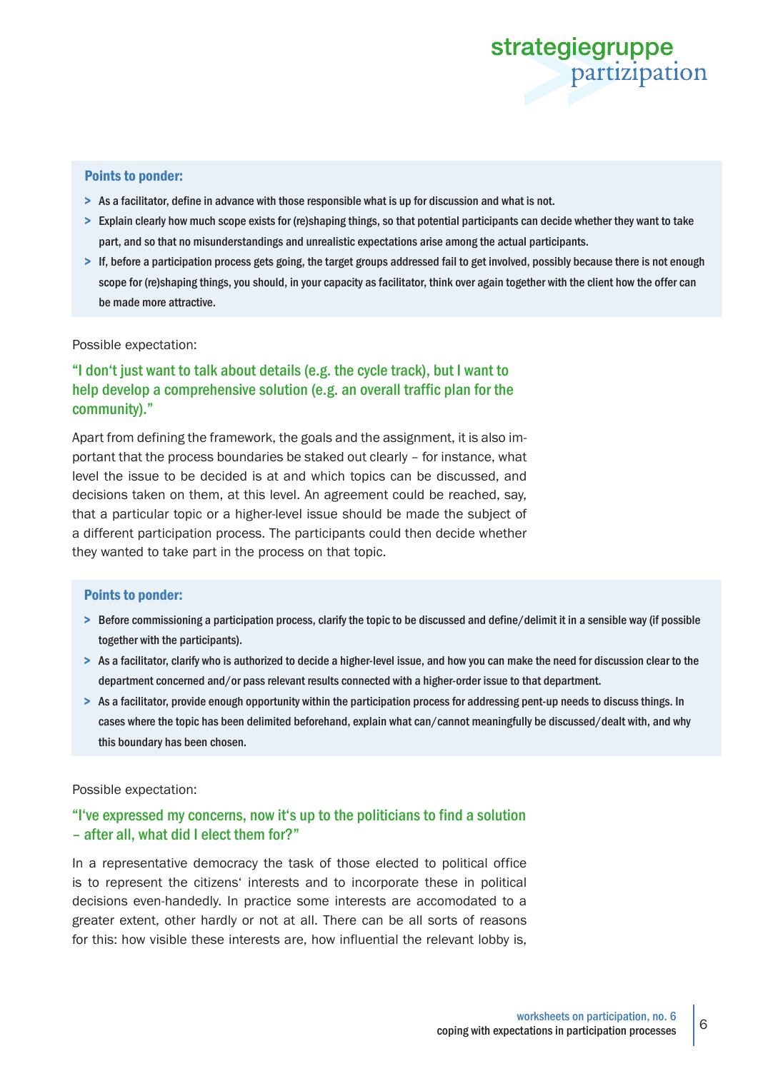**Points to ponder:**

> As a facilitator, define in advance with those responsible what is up for discussion and what is not.
> Explain clearly how much scope exists for (re)shaping things, so that potential participants can decide whether they want to take part, and so that no misunderstandings and unrealistic expectations arise among the actual participants.
> If, before a participation process gets going, the target groups addressed fail to get involved, possibly because there is not enough scope for (re)shaping things, you should, in your capacity as facilitator, think over again together with the client how the offer can be made more attractive.

Possible expectation:

### "I don't just want to talk about details (e.g. the cycle track), but I want to help develop a comprehensive solution (e.g. an overall traffic plan for the community)."

Apart from defining the framework, the goals and the assignment, it is also important that the process boundaries be staked out clearly – for instance, what level the issue to be decided is at and which topics can be discussed, and decisions taken on them, at this level. An agreement could be reached, say, that a particular topic or a higher-level issue should be made the subject of a different participation process. The participants could then decide whether they wanted to take part in the process on that topic.

**Points to ponder:**

> Before commissioning a participation process, clarify the topic to be discussed and define/delimit it in a sensible way (if possible together with the participants).
> As a facilitator, clarify who is authorized to decide a higher-level issue, and how you can make the need for discussion clear to the department concerned and/or pass relevant results connected with a higher-order issue to that department.
> As a facilitator, provide enough opportunity within the participation process for addressing pent-up needs to discuss things. In cases where the topic has been delimited beforehand, explain what can/cannot meaningfully be discussed/dealt with, and why this boundary has been chosen.

Possible expectation:

### "I've expressed my concerns, now it's up to the politicians to find a solution – after all, what did I elect them for?"

In a representative democracy the task of those elected to political office is to represent the citizens' interests and to incorporate these in political decisions even-handedly. In practice some interests are accomodated to a greater extent, other hardly or not at all. There can be all sorts of reasons for this: how visible these interests are, how influential the relevant lobby is,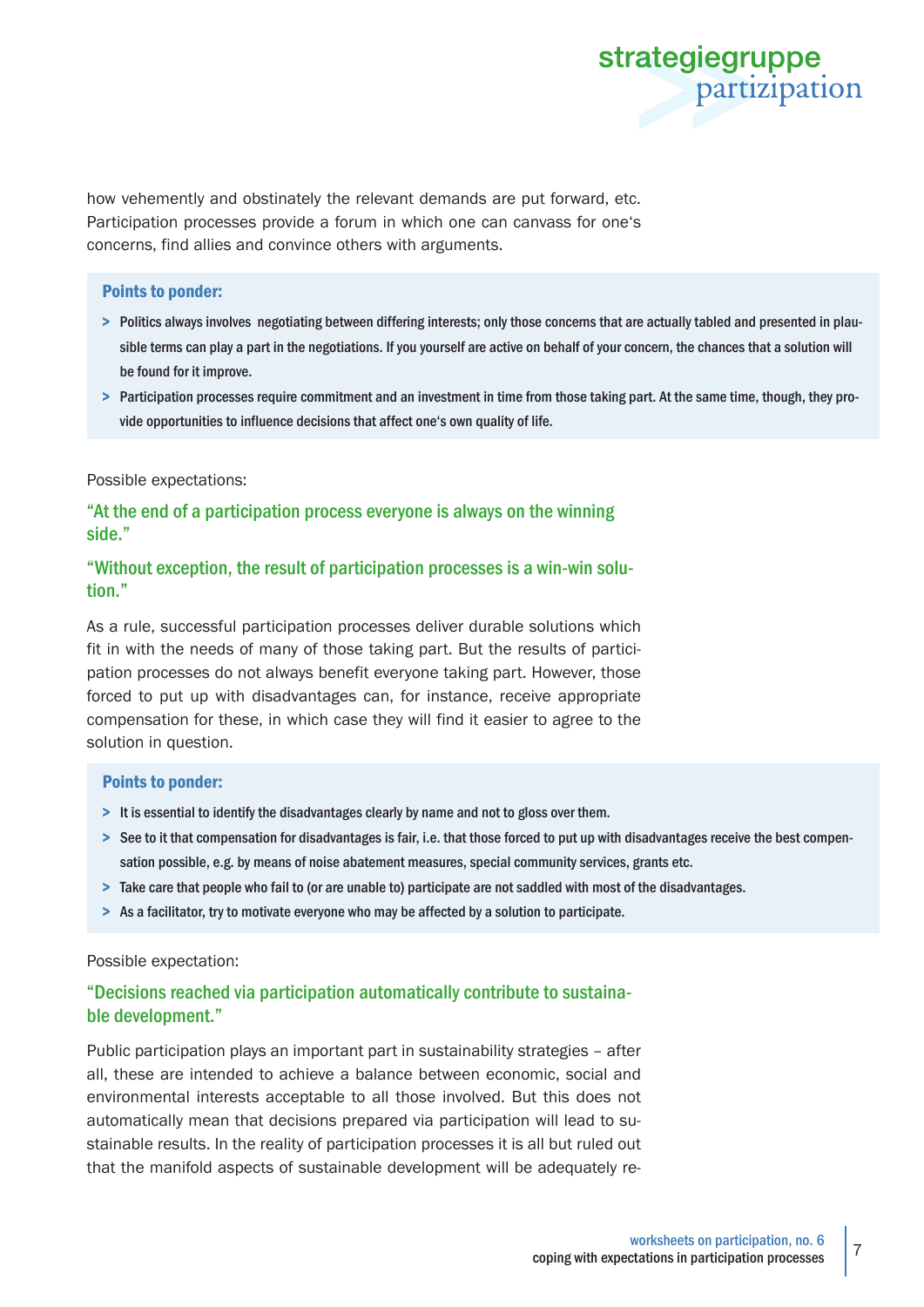how vehemently and obstinately the relevant demands are put forward, etc. Participation processes provide a forum in which one can canvass for one's concerns, find allies and convince others with arguments.

**Points to ponder:**

- Politics always involves negotiating between differing interests; only those concerns that are actually tabled and presented in plausible terms can play a part in the negotiations. If you yourself are active on behalf of your concern, the chances that a solution will be found for it improve.
- Participation processes require commitment and an investment in time from those taking part. At the same time, though, they provide opportunities to influence decisions that affect one's own quality of life.

Possible expectations:

### "At the end of a participation process everyone is always on the winning side."

### "Without exception, the result of participation processes is a win-win solution."

As a rule, successful participation processes deliver durable solutions which fit in with the needs of many of those taking part. But the results of participation processes do not always benefit everyone taking part. However, those forced to put up with disadvantages can, for instance, receive appropriate compensation for these, in which case they will find it easier to agree to the solution in question.

**Points to ponder:**

- It is essential to identify the disadvantages clearly by name and not to gloss over them.
- See to it that compensation for disadvantages is fair, i.e. that those forced to put up with disadvantages receive the best compensation possible, e.g. by means of noise abatement measures, special community services, grants etc.
- Take care that people who fail to (or are unable to) participate are not saddled with most of the disadvantages.
- As a facilitator, try to motivate everyone who may be affected by a solution to participate.

Possible expectation:

### "Decisions reached via participation automatically contribute to sustainable development."

Public participation plays an important part in sustainability strategies – after all, these are intended to achieve a balance between economic, social and environmental interests acceptable to all those involved. But this does not automatically mean that decisions prepared via participation will lead to sustainable results. In the reality of participation processes it is all but ruled out that the manifold aspects of sustainable development will be adequately re-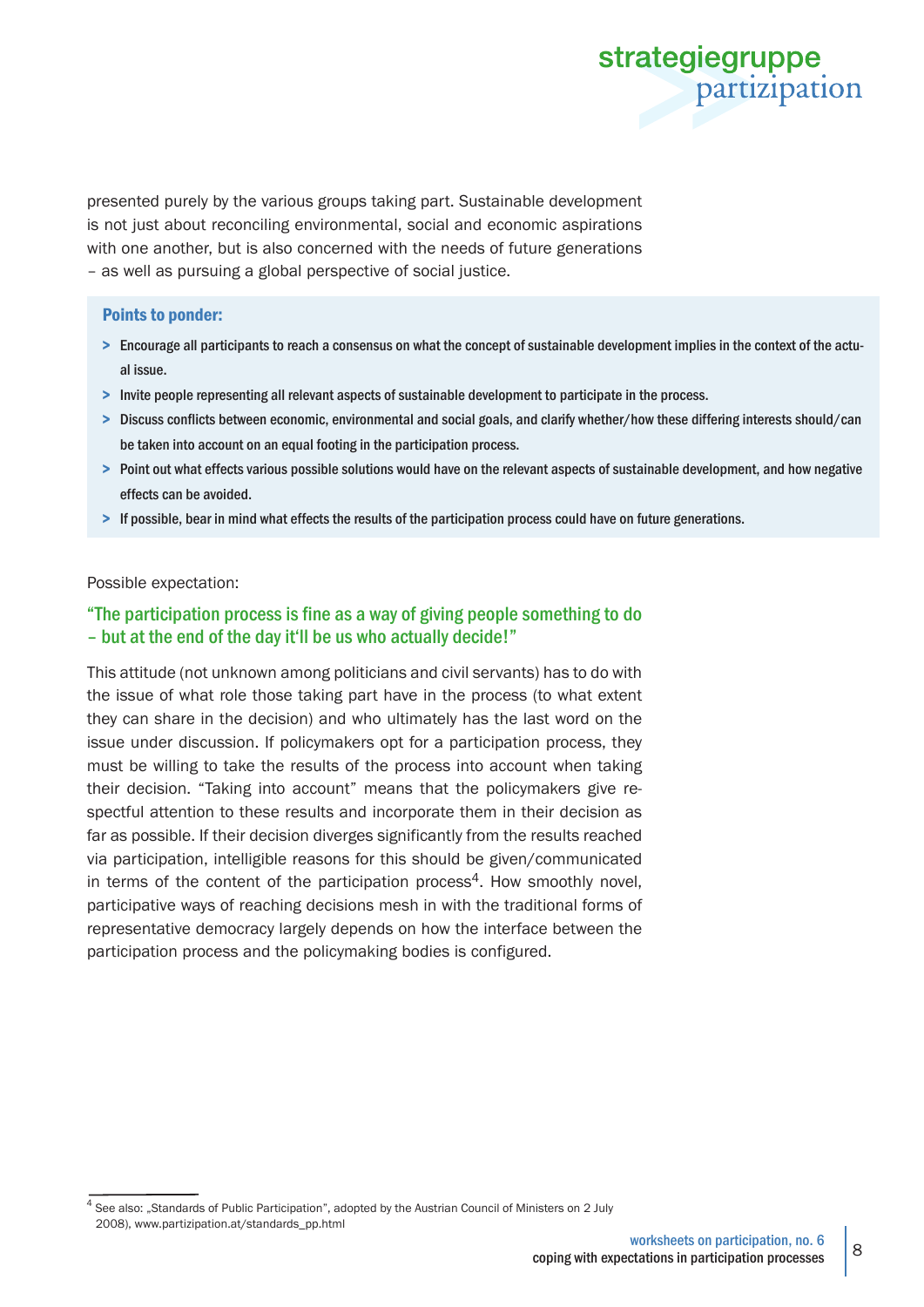presented purely by the various groups taking part. Sustainable development is not just about reconciling environmental, social and economic aspirations with one another, but is also concerned with the needs of future generations – as well as pursuing a global perspective of social justice.

**Points to ponder:**

> Encourage all participants to reach a consensus on what the concept of sustainable development implies in the context of the actual issue.
> Invite people representing all relevant aspects of sustainable development to participate in the process.
> Discuss conflicts between economic, environmental and social goals, and clarify whether/how these differing interests should/can be taken into account on an equal footing in the participation process.
> Point out what effects various possible solutions would have on the relevant aspects of sustainable development, and how negative effects can be avoided.
> If possible, bear in mind what effects the results of the participation process could have on future generations.

Possible expectation:

### "The participation process is fine as a way of giving people something to do – but at the end of the day it'll be us who actually decide!"

This attitude (not unknown among politicians and civil servants) has to do with the issue of what role those taking part have in the process (to what extent they can share in the decision) and who ultimately has the last word on the issue under discussion. If policymakers opt for a participation process, they must be willing to take the results of the process into account when taking their decision. "Taking into account" means that the policymakers give respectful attention to these results and incorporate them in their decision as far as possible. If their decision diverges significantly from the results reached via participation, intelligible reasons for this should be given/communicated in terms of the content of the participation process[4]. How smoothly novel, participative ways of reaching decisions mesh in with the traditional forms of representative democracy largely depends on how the interface between the participation process and the policymaking bodies is configured.

[4] See also: „Standards of Public Participation", adopted by the Austrian Council of Ministers on 2 July 2008), www.partizipation.at/standards_pp.html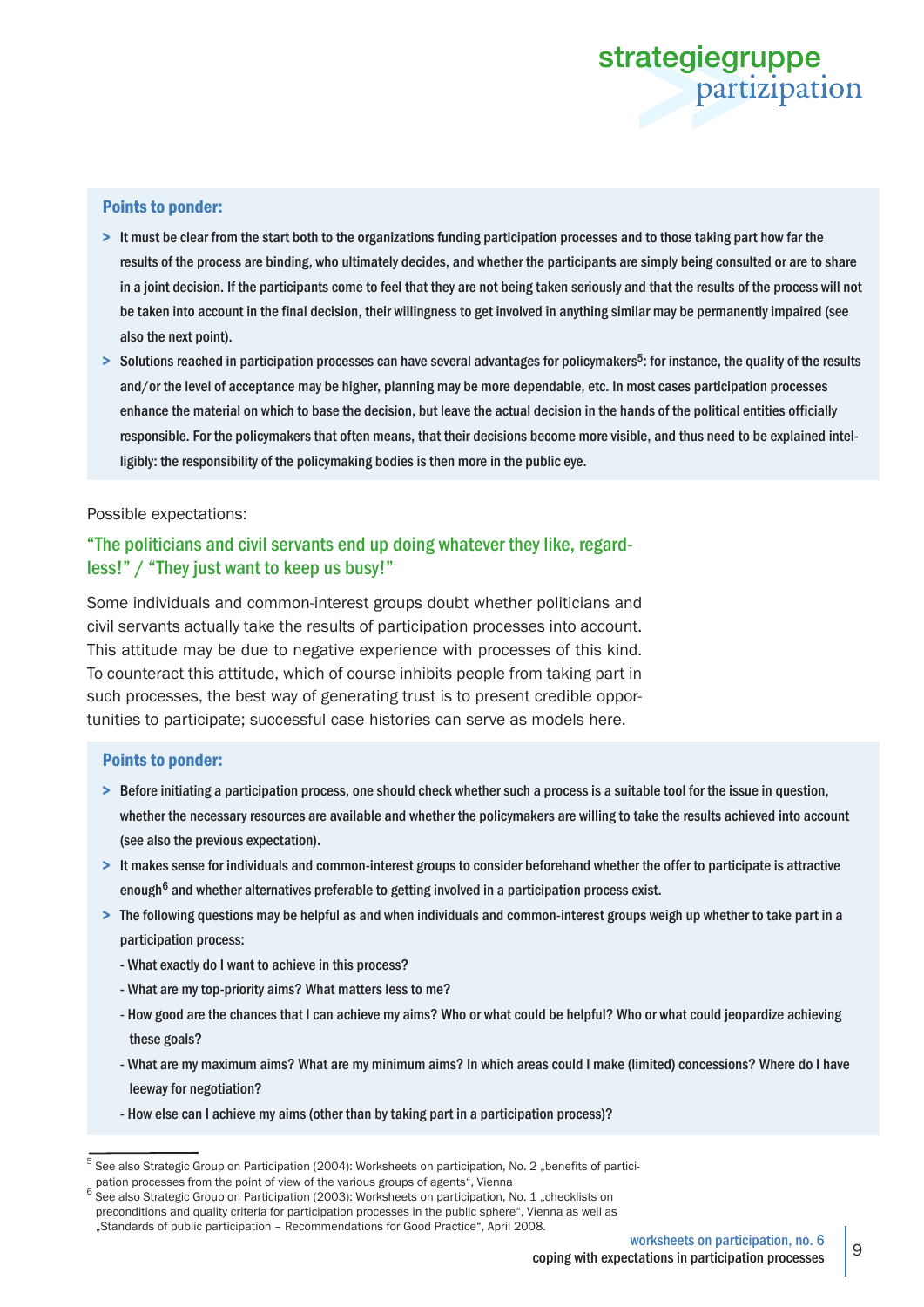**Points to ponder:**

- > It must be clear from the start both to the organizations funding participation processes and to those taking part how far the results of the process are binding, who ultimately decides, and whether the participants are simply being consulted or are to share in a joint decision. If the participants come to feel that they are not being taken seriously and that the results of the process will not be taken into account in the final decision, their willingness to get involved in anything similar may be permanently impaired (see also the next point).
- > Solutions reached in participation processes can have several advantages for policymakers[5]: for instance, the quality of the results and/or the level of acceptance may be higher, planning may be more dependable, etc. In most cases participation processes enhance the material on which to base the decision, but leave the actual decision in the hands of the political entities officially responsible. For the policymakers that often means, that their decisions become more visible, and thus need to be explained intelligibly: the responsibility of the policymaking bodies is then more in the public eye.

Possible expectations:

### "The politicians and civil servants end up doing whatever they like, regardless!" / "They just want to keep us busy!"

Some individuals and common-interest groups doubt whether politicians and civil servants actually take the results of participation processes into account. This attitude may be due to negative experience with processes of this kind. To counteract this attitude, which of course inhibits people from taking part in such processes, the best way of generating trust is to present credible opportunities to participate; successful case histories can serve as models here.

**Points to ponder:**

- > Before initiating a participation process, one should check whether such a process is a suitable tool for the issue in question, whether the necessary resources are available and whether the policymakers are willing to take the results achieved into account (see also the previous expectation).
- > It makes sense for individuals and common-interest groups to consider beforehand whether the offer to participate is attractive enough[6] and whether alternatives preferable to getting involved in a participation process exist.
- > The following questions may be helpful as and when individuals and common-interest groups weigh up whether to take part in a participation process:
  - What exactly do I want to achieve in this process?
  - What are my top-priority aims? What matters less to me?
  - How good are the chances that I can achieve my aims? Who or what could be helpful? Who or what could jeopardize achieving these goals?
  - What are my maximum aims? What are my minimum aims? In which areas could I make (limited) concessions? Where do I have leeway for negotiation?
  - How else can I achieve my aims (other than by taking part in a participation process)?

---

[5] See also Strategic Group on Participation (2004): Worksheets on participation, No. 2 „benefits of participation processes from the point of view of the various groups of agents", Vienna

[6] See also Strategic Group on Participation (2003): Worksheets on participation, No. 1 „checklists on preconditions and quality criteria for participation processes in the public sphere", Vienna as well as „Standards of public participation – Recommendations for Good Practice", April 2008.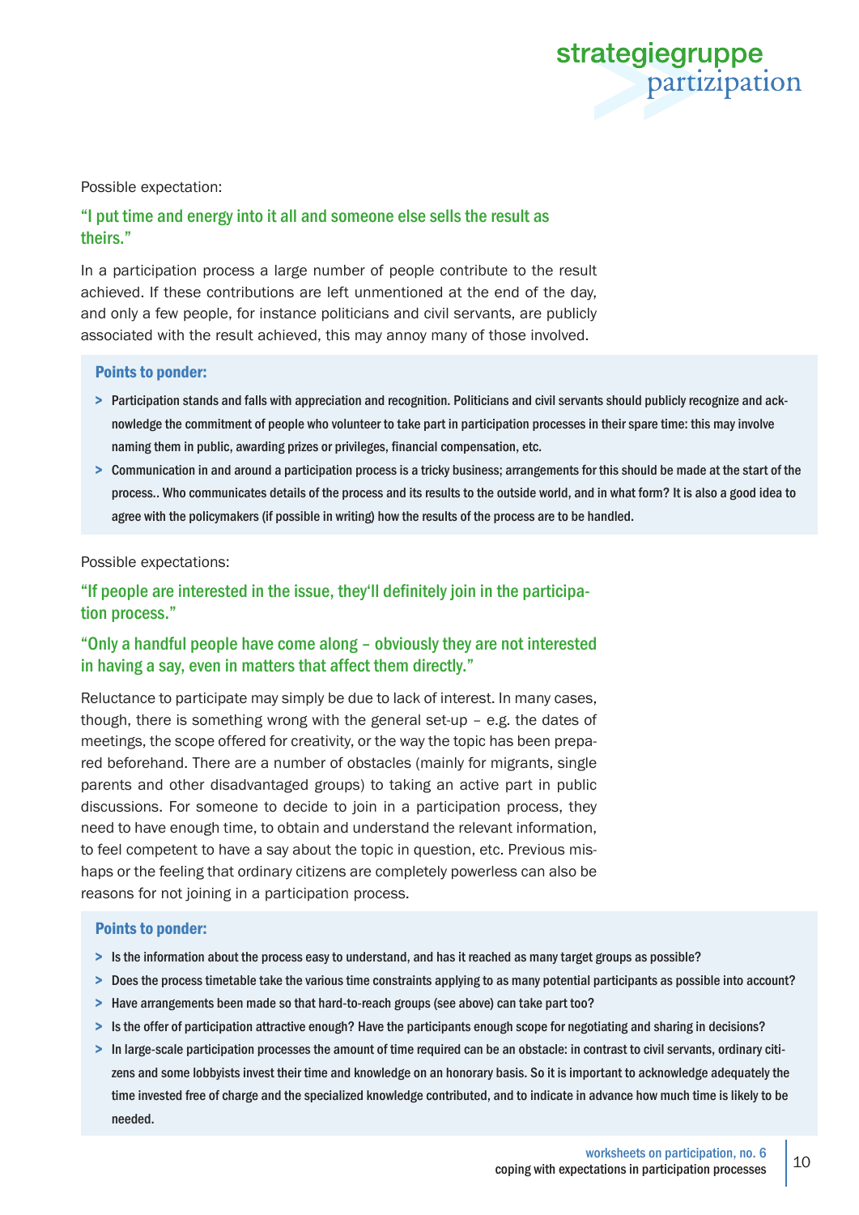Possible expectation:

### "I put time and energy into it all and someone else sells the result as theirs."

In a participation process a large number of people contribute to the result achieved. If these contributions are left unmentioned at the end of the day, and only a few people, for instance politicians and civil servants, are publicly associated with the result achieved, this may annoy many of those involved.

**Points to ponder:**

- Participation stands and falls with appreciation and recognition. Politicians and civil servants should publicly recognize and acknowledge the commitment of people who volunteer to take part in participation processes in their spare time: this may involve naming them in public, awarding prizes or privileges, financial compensation, etc.
- Communication in and around a participation process is a tricky business; arrangements for this should be made at the start of the process.. Who communicates details of the process and its results to the outside world, and in what form? It is also a good idea to agree with the policymakers (if possible in writing) how the results of the process are to be handled.

Possible expectations:

### "If people are interested in the issue, they'll definitely join in the participation process."

### "Only a handful people have come along – obviously they are not interested in having a say, even in matters that affect them directly."

Reluctance to participate may simply be due to lack of interest. In many cases, though, there is something wrong with the general set-up – e.g. the dates of meetings, the scope offered for creativity, or the way the topic has been prepared beforehand. There are a number of obstacles (mainly for migrants, single parents and other disadvantaged groups) to taking an active part in public discussions. For someone to decide to join in a participation process, they need to have enough time, to obtain and understand the relevant information, to feel competent to have a say about the topic in question, etc. Previous mishaps or the feeling that ordinary citizens are completely powerless can also be reasons for not joining in a participation process.

**Points to ponder:**

- Is the information about the process easy to understand, and has it reached as many target groups as possible?
- Does the process timetable take the various time constraints applying to as many potential participants as possible into account?
- Have arrangements been made so that hard-to-reach groups (see above) can take part too?
- Is the offer of participation attractive enough? Have the participants enough scope for negotiating and sharing in decisions?
- In large-scale participation processes the amount of time required can be an obstacle: in contrast to civil servants, ordinary citizens and some lobbyists invest their time and knowledge on an honorary basis. So it is important to acknowledge adequately the time invested free of charge and the specialized knowledge contributed, and to indicate in advance how much time is likely to be needed.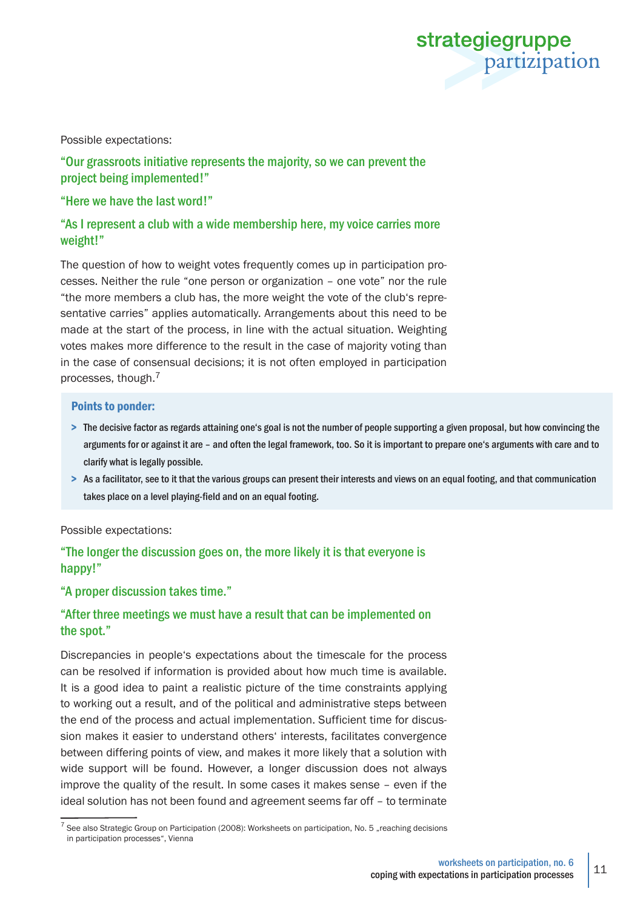Possible expectations:

**"Our grassroots initiative represents the majority, so we can prevent the project being implemented!"**

**"Here we have the last word!"**

**"As I represent a club with a wide membership here, my voice carries more weight!"**

The question of how to weight votes frequently comes up in participation processes. Neither the rule "one person or organization – one vote" nor the rule "the more members a club has, the more weight the vote of the club's representative carries" applies automatically. Arrangements about this need to be made at the start of the process, in line with the actual situation. Weighting votes makes more difference to the result in the case of majority voting than in the case of consensual decisions; it is not often employed in participation processes, though.[7]

**Points to ponder:**

- The decisive factor as regards attaining one's goal is not the number of people supporting a given proposal, but how convincing the arguments for or against it are – and often the legal framework, too. So it is important to prepare one's arguments with care and to clarify what is legally possible.
- As a facilitator, see to it that the various groups can present their interests and views on an equal footing, and that communication takes place on a level playing-field and on an equal footing.

Possible expectations:

**"The longer the discussion goes on, the more likely it is that everyone is happy!"**

**"A proper discussion takes time."**

**"After three meetings we must have a result that can be implemented on the spot."**

Discrepancies in people's expectations about the timescale for the process can be resolved if information is provided about how much time is available. It is a good idea to paint a realistic picture of the time constraints applying to working out a result, and of the political and administrative steps between the end of the process and actual implementation. Sufficient time for discussion makes it easier to understand others' interests, facilitates convergence between differing points of view, and makes it more likely that a solution with wide support will be found. However, a longer discussion does not always improve the quality of the result. In some cases it makes sense – even if the ideal solution has not been found and agreement seems far off – to terminate

[7] See also Strategic Group on Participation (2008): Worksheets on participation, No. 5 „reaching decisions in participation processes", Vienna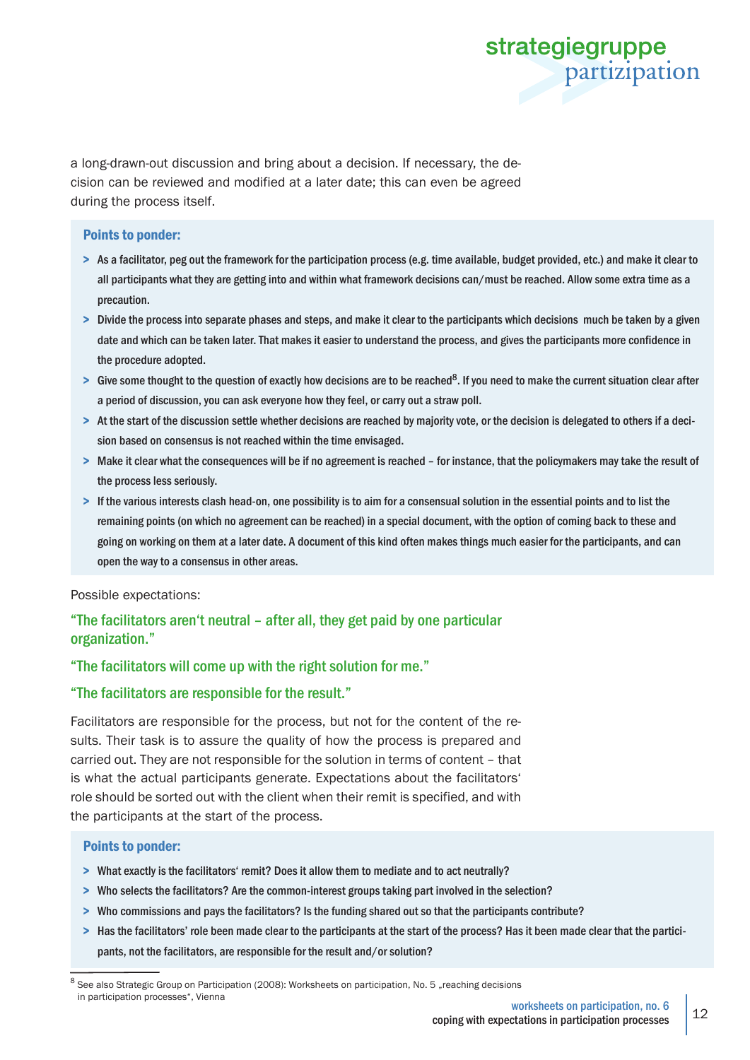a long-drawn-out discussion and bring about a decision. If necessary, the decision can be reviewed and modified at a later date; this can even be agreed during the process itself.

**Points to ponder:**

- As a facilitator, peg out the framework for the participation process (e.g. time available, budget provided, etc.) and make it clear to all participants what they are getting into and within what framework decisions can/must be reached. Allow some extra time as a precaution.
- Divide the process into separate phases and steps, and make it clear to the participants which decisions much be taken by a given date and which can be taken later. That makes it easier to understand the process, and gives the participants more confidence in the procedure adopted.
- Give some thought to the question of exactly how decisions are to be reached[8]. If you need to make the current situation clear after a period of discussion, you can ask everyone how they feel, or carry out a straw poll.
- At the start of the discussion settle whether decisions are reached by majority vote, or the decision is delegated to others if a decision based on consensus is not reached within the time envisaged.
- Make it clear what the consequences will be if no agreement is reached – for instance, that the policymakers may take the result of the process less seriously.
- If the various interests clash head-on, one possibility is to aim for a consensual solution in the essential points and to list the remaining points (on which no agreement can be reached) in a special document, with the option of coming back to these and going on working on them at a later date. A document of this kind often makes things much easier for the participants, and can open the way to a consensus in other areas.

Possible expectations:

"The facilitators aren't neutral – after all, they get paid by one particular organization."

"The facilitators will come up with the right solution for me."

"The facilitators are responsible for the result."

Facilitators are responsible for the process, but not for the content of the results. Their task is to assure the quality of how the process is prepared and carried out. They are not responsible for the solution in terms of content – that is what the actual participants generate. Expectations about the facilitators' role should be sorted out with the client when their remit is specified, and with the participants at the start of the process.

**Points to ponder:**

- What exactly is the facilitators' remit? Does it allow them to mediate and to act neutrally?
- Who selects the facilitators? Are the common-interest groups taking part involved in the selection?
- Who commissions and pays the facilitators? Is the funding shared out so that the participants contribute?
- Has the facilitators' role been made clear to the participants at the start of the process? Has it been made clear that the participants, not the facilitators, are responsible for the result and/or solution?

[8] See also Strategic Group on Participation (2008): Worksheets on participation, No. 5 „reaching decisions in participation processes", Vienna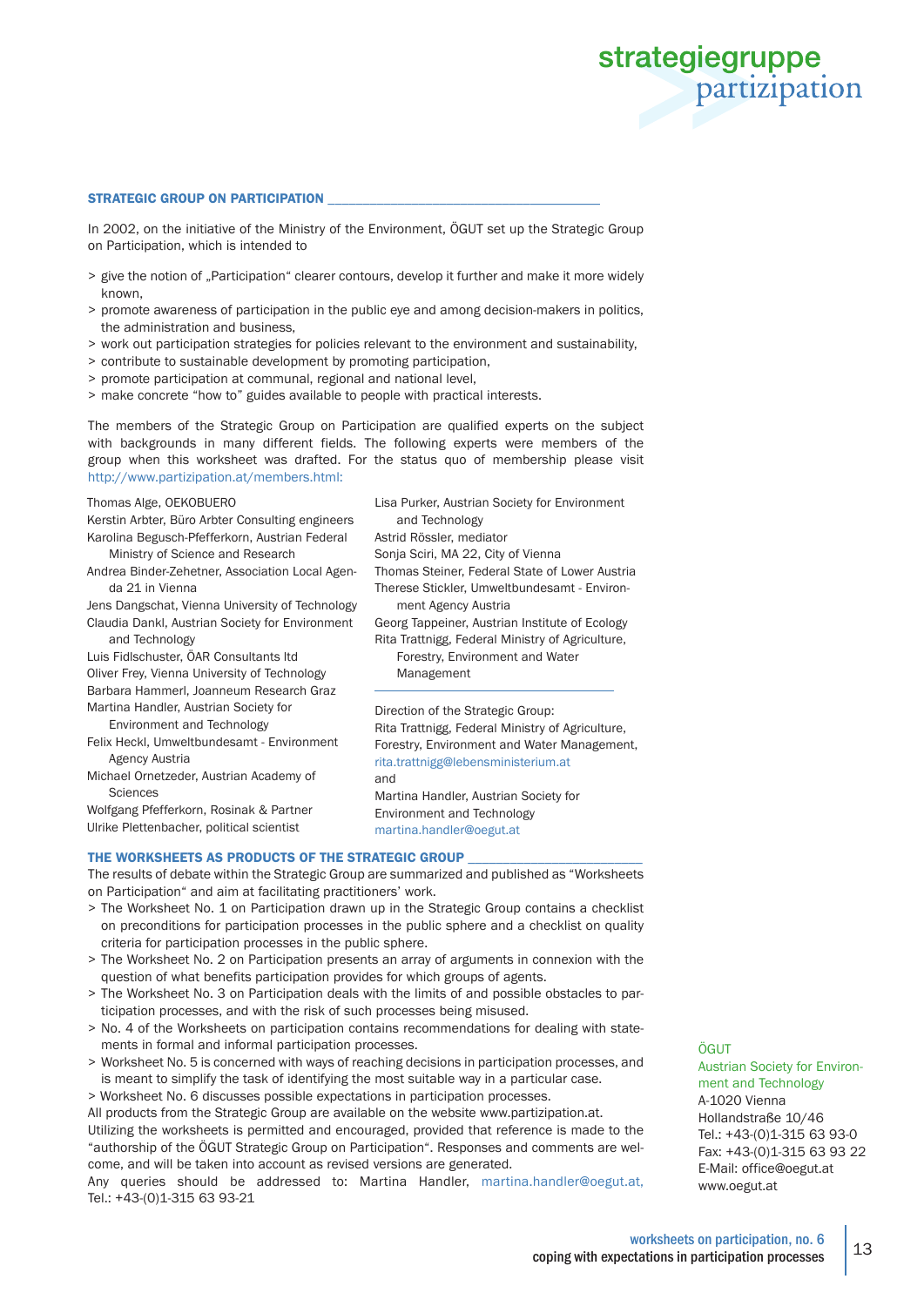strategiegruppe partizipation

## STRATEGIC GROUP ON PARTICIPATION

In 2002, on the initiative of the Ministry of the Environment, ÖGUT set up the Strategic Group on Participation, which is intended to

> give the notion of „Participation" clearer contours, develop it further and make it more widely known,
> promote awareness of participation in the public eye and among decision-makers in politics, the administration and business,
> work out participation strategies for policies relevant to the environment and sustainability,
> contribute to sustainable development by promoting participation,
> promote participation at communal, regional and national level,
> make concrete "how to" guides available to people with practical interests.

The members of the Strategic Group on Participation are qualified experts on the subject with backgrounds in many different fields. The following experts were members of the group when this worksheet was drafted. For the status quo of membership please visit http://www.partizipation.at/members.html:

Thomas Alge, OEKOBUERO
Kerstin Arbter, Büro Arbter Consulting engineers
Karolina Begusch-Pfefferkorn, Austrian Federal Ministry of Science and Research
Andrea Binder-Zehetner, Association Local Agenda 21 in Vienna
Jens Dangschat, Vienna University of Technology
Claudia Dankl, Austrian Society for Environment and Technology
Luis Fidlschuster, ÖAR Consultants ltd
Oliver Frey, Vienna University of Technology
Barbara Hammerl, Joanneum Research Graz
Martina Handler, Austrian Society for Environment and Technology
Felix Heckl, Umweltbundesamt - Environment Agency Austria
Michael Ornetzeder, Austrian Academy of Sciences
Wolfgang Pfefferkorn, Rosinak & Partner
Ulrike Plettenbacher, political scientist
Lisa Purker, Austrian Society for Environment and Technology
Astrid Rössler, mediator
Sonja Sciri, MA 22, City of Vienna
Thomas Steiner, Federal State of Lower Austria
Therese Stickler, Umweltbundesamt - Environment Agency Austria
Georg Tappeiner, Austrian Institute of Ecology
Rita Trattnigg, Federal Ministry of Agriculture, Forestry, Environment and Water Management

Direction of the Strategic Group:
Rita Trattnigg, Federal Ministry of Agriculture, Forestry, Environment and Water Management,
rita.trattnigg@lebensministerium.at
and
Martina Handler, Austrian Society for Environment and Technology
martina.handler@oegut.at

## THE WORKSHEETS AS PRODUCTS OF THE STRATEGIC GROUP

The results of debate within the Strategic Group are summarized and published as "Worksheets on Participation" and aim at facilitating practitioners' work.

> The Worksheet No. 1 on Participation drawn up in the Strategic Group contains a checklist on preconditions for participation processes in the public sphere and a checklist on quality criteria for participation processes in the public sphere.
> The Worksheet No. 2 on Participation presents an array of arguments in connexion with the question of what benefits participation provides for which groups of agents.
> The Worksheet No. 3 on Participation deals with the limits of and possible obstacles to participation processes, and with the risk of such processes being misused.
> No. 4 of the Worksheets on participation contains recommendations for dealing with statements in formal and informal participation processes.
> Worksheet No. 5 is concerned with ways of reaching decisions in participation processes, and is meant to simplify the task of identifying the most suitable way in a particular case.
> Worksheet No. 6 discusses possible expectations in participation processes.

All products from the Strategic Group are available on the website www.partizipation.at.

Utilizing the worksheets is permitted and encouraged, provided that reference is made to the "authorship of the ÖGUT Strategic Group on Participation". Responses and comments are welcome, and will be taken into account as revised versions are generated.

Any queries should be addressed to: Martina Handler, martina.handler@oegut.at, Tel.: +43-(0)1-315 63 93-21

ÖGUT
Austrian Society for Environment and Technology
A-1020 Vienna
Hollandstraße 10/46
Tel.: +43-(0)1-315 63 93-0
Fax: +43-(0)1-315 63 93 22
E-Mail: office@oegut.at
www.oegut.at